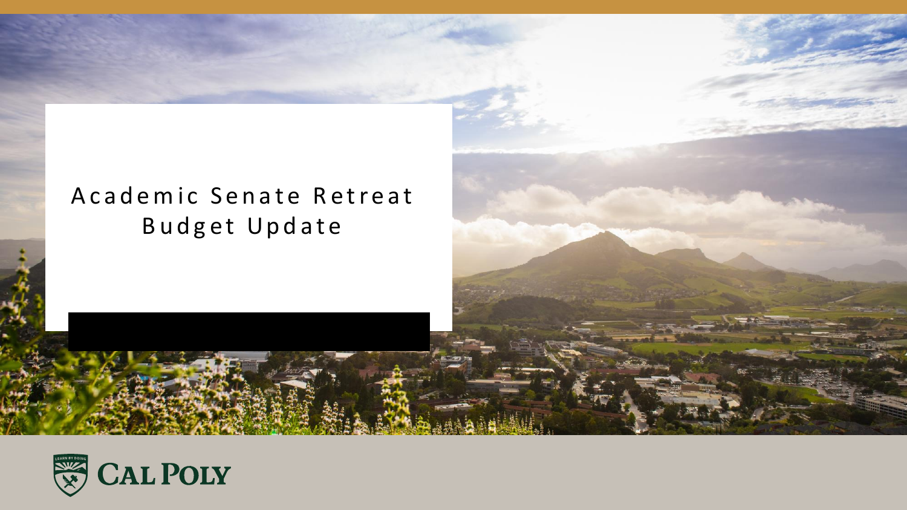# Academic Senate Retreat
# Budget Update

CAL POLY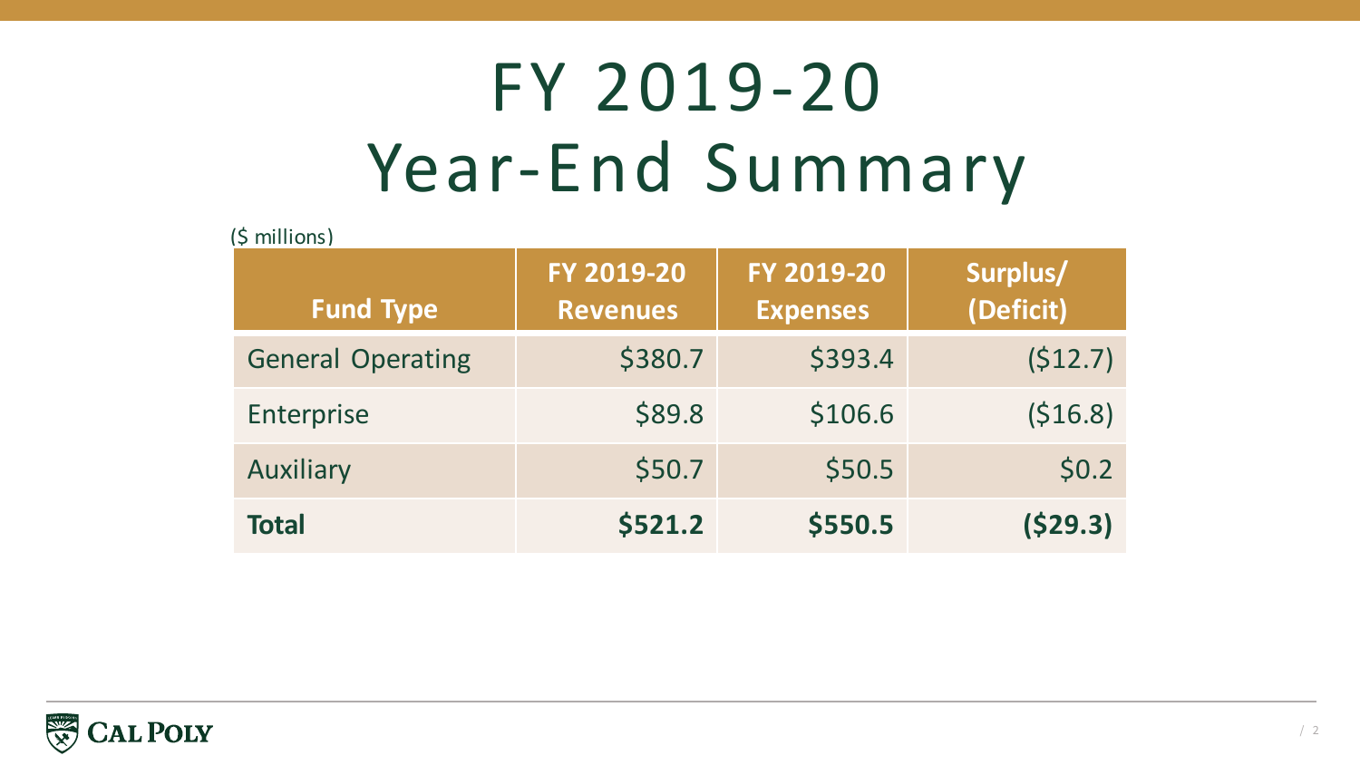# FY 2019-20 Year-End Summary

($ millions)

| Fund Type | FY 2019-20 Revenues | FY 2019-20 Expenses | Surplus/ (Deficit) |
|---|---|---|---|
| General Operating | $380.7 | $393.4 | ($12.7) |
| Enterprise | $89.8 | $106.6 | ($16.8) |
| Auxiliary | $50.7 | $50.5 | $0.2 |
| **Total** | **$521.2** | **$550.5** | **($29.3)** |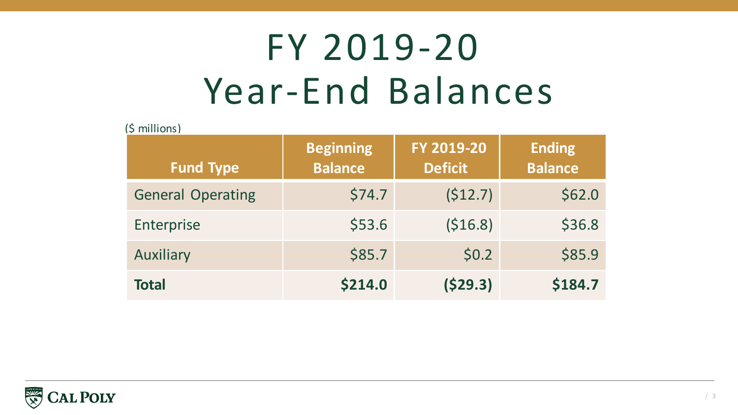# FY 2019-20 Year-End Balances

($ millions)

| Fund Type | Beginning Balance | FY 2019-20 Deficit | Ending Balance |
|---|---|---|---|
| General Operating | $74.7 | ($12.7) | $62.0 |
| Enterprise | $53.6 | ($16.8) | $36.8 |
| Auxiliary | $85.7 | $0.2 | $85.9 |
| **Total** | **$214.0** | **($29.3)** | **$184.7** |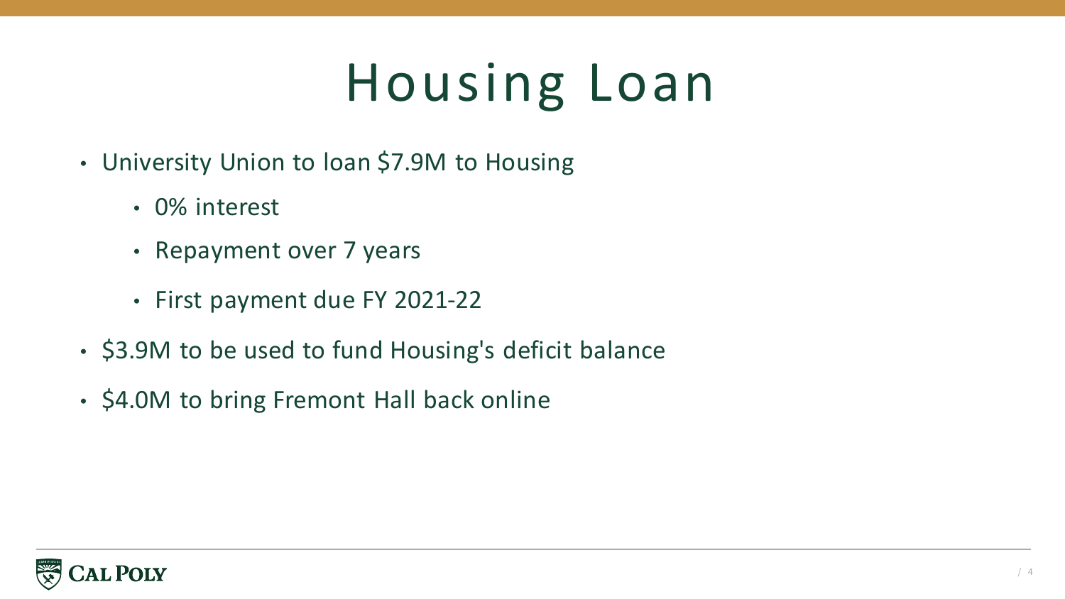# Housing Loan

- University Union to loan $7.9M to Housing
  - 0% interest
  - Repayment over 7 years
  - First payment due FY 2021-22
- $3.9M to be used to fund Housing's deficit balance
- $4.0M to bring Fremont Hall back online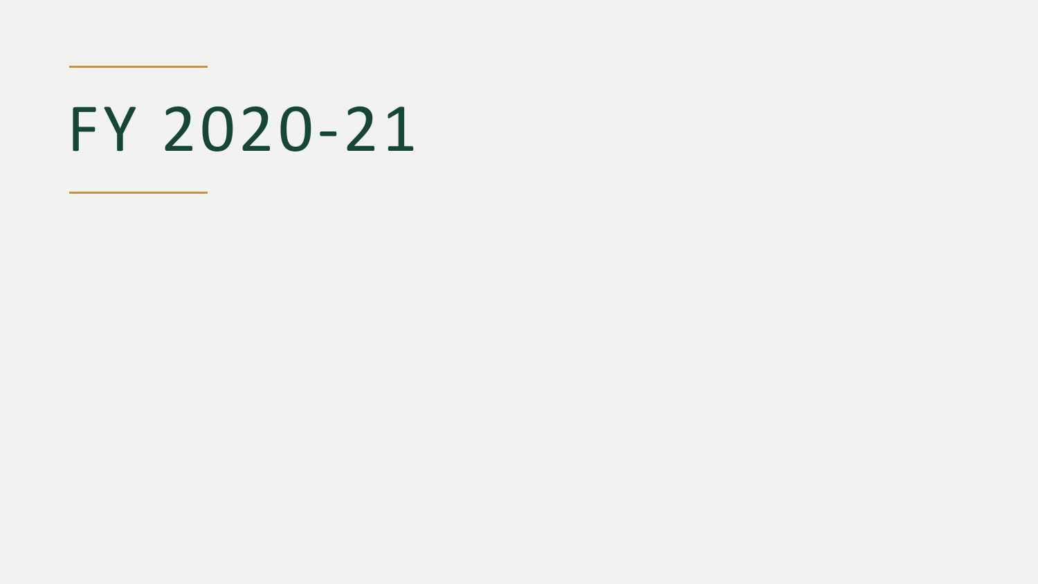# FY 2020-21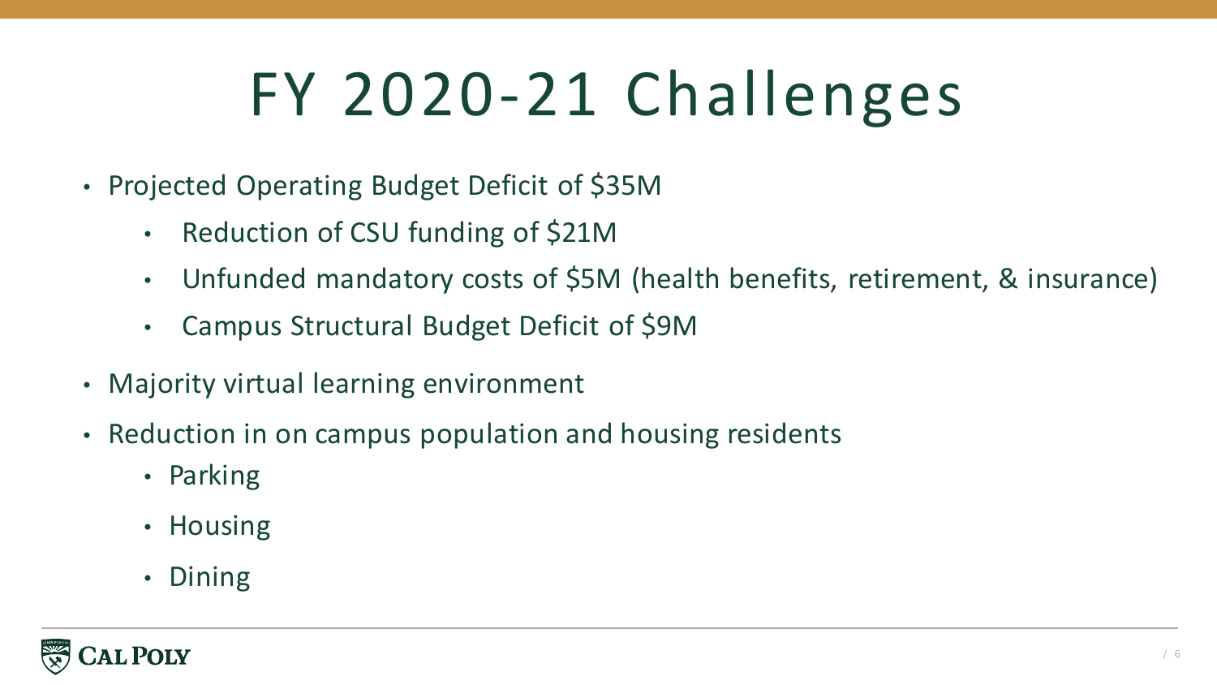# FY 2020-21 Challenges

- Projected Operating Budget Deficit of $35M
  - Reduction of CSU funding of $21M
  - Unfunded mandatory costs of $5M (health benefits, retirement, & insurance)
  - Campus Structural Budget Deficit of $9M
- Majority virtual learning environment
- Reduction in on campus population and housing residents
  - Parking
  - Housing
  - Dining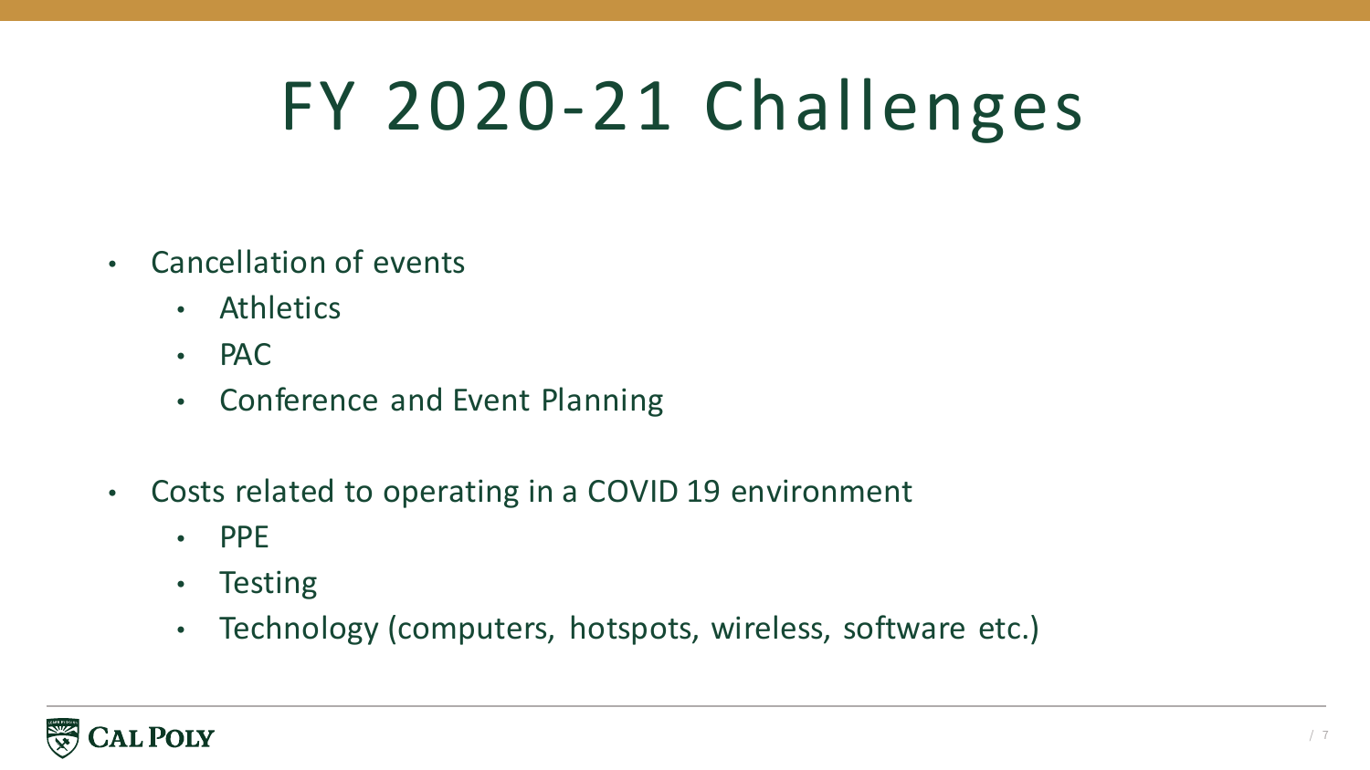# FY 2020-21 Challenges

- Cancellation of events
  - Athletics
  - PAC
  - Conference and Event Planning
- Costs related to operating in a COVID 19 environment
  - PPE
  - Testing
  - Technology (computers, hotspots, wireless, software etc.)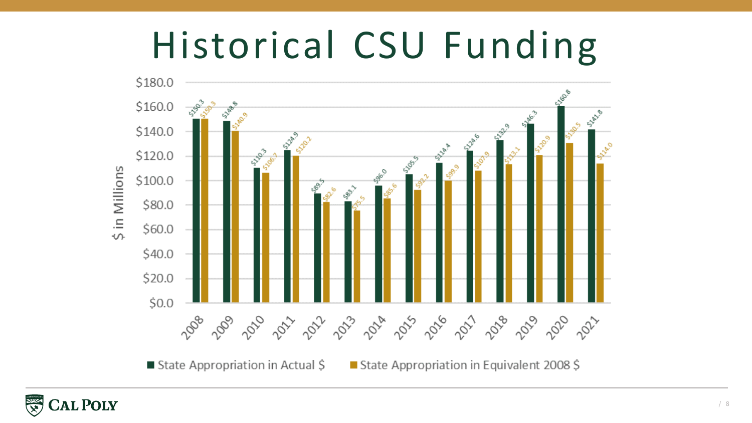# Historical CSU Funding

$ in Millions

$180.0
$160.0
$140.0
$120.0
$100.0
$80.0
$60.0
$40.0
$20.0
$0.0

2008: $150.3 / $150.3
2009: $148.8 / $140.9
2010: $110.3 / $106.7
2011: $124.9 / $120.2
2012: $89.5 / $82.6
2013: $83.1 / $75.5
2014: $96.0 / $85.6
2015: $105.5 / $92.2
2016: $114.4 / $99.9
2017: $124.6 / $107.9
2018: $132.9 / $113.1
2019: $146.3 / $120.9
2020: $160.8 / $130.5
2021: $141.8 / $114.0

■ State Appropriation in Actual $ ■ State Appropriation in Equivalent 2008 $

CAL POLY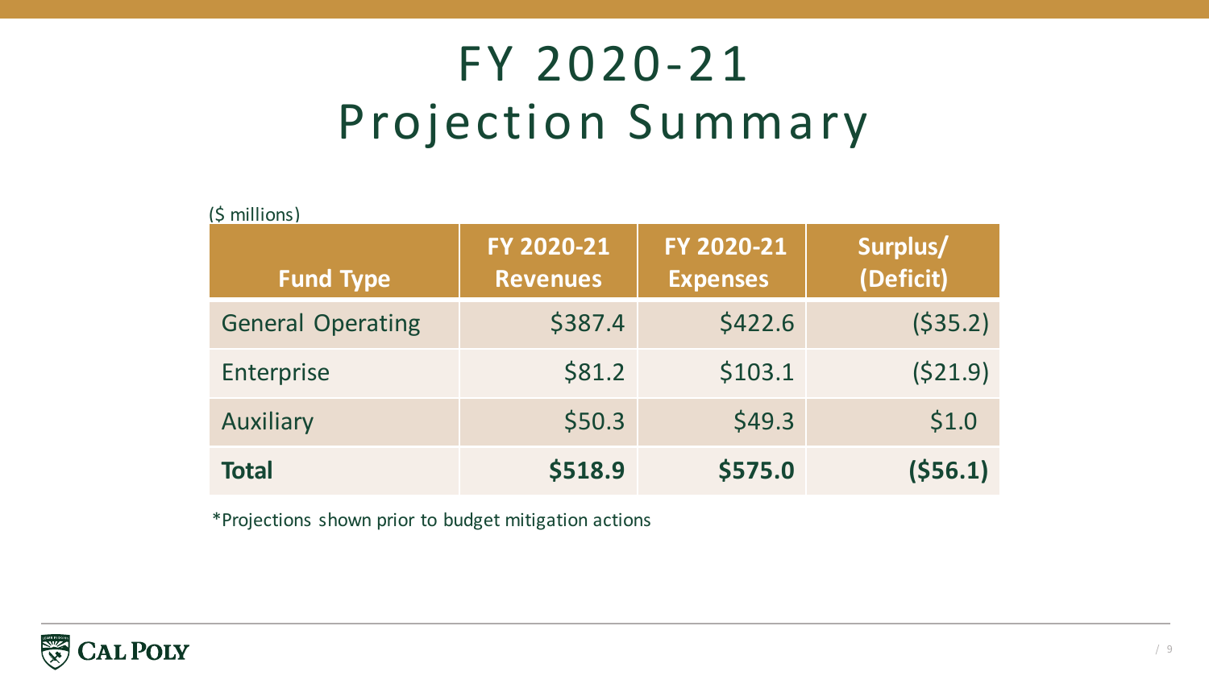# FY 2020-21 Projection Summary

($ millions)

| Fund Type | FY 2020-21 Revenues | FY 2020-21 Expenses | Surplus/ (Deficit) |
|---|---|---|---|
| General Operating | $387.4 | $422.6 | ($35.2) |
| Enterprise | $81.2 | $103.1 | ($21.9) |
| Auxiliary | $50.3 | $49.3 | $1.0 |
| **Total** | **$518.9** | **$575.0** | **($56.1)** |

*Projections shown prior to budget mitigation actions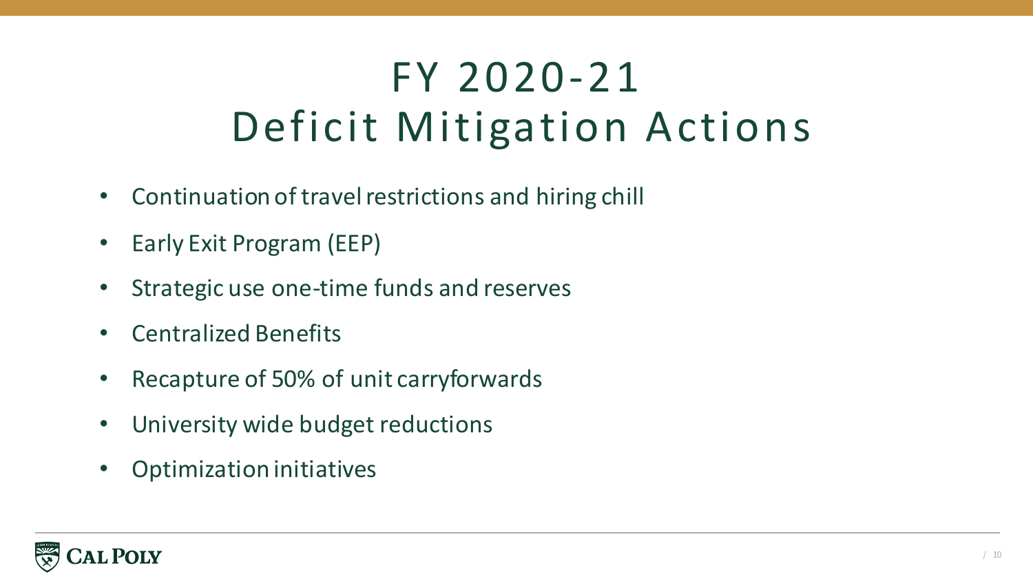# FY 2020-21 Deficit Mitigation Actions

- Continuation of travel restrictions and hiring chill
- Early Exit Program (EEP)
- Strategic use one-time funds and reserves
- Centralized Benefits
- Recapture of 50% of unit carryforwards
- University wide budget reductions
- Optimization initiatives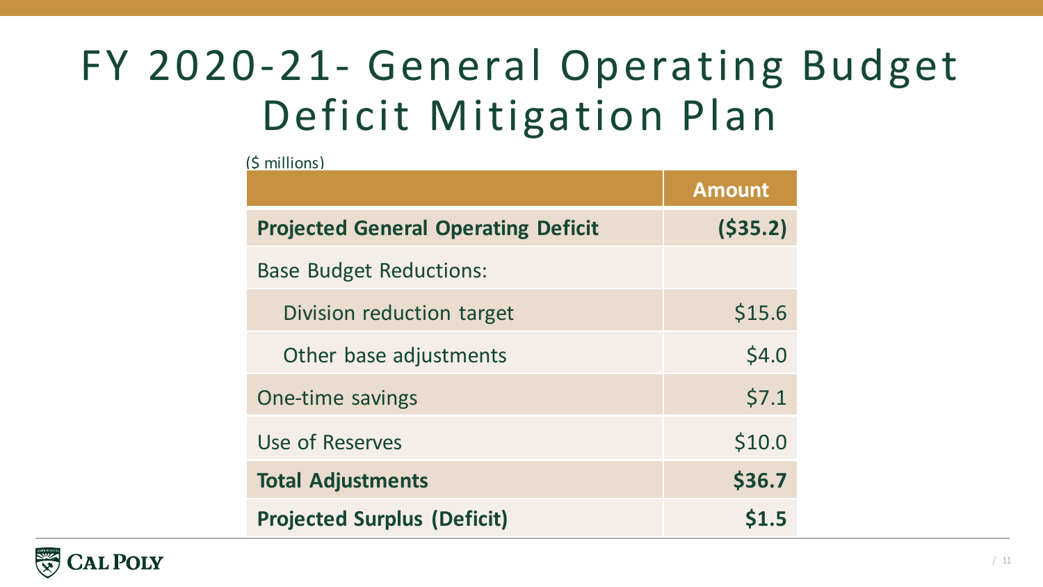# FY 2020-21- General Operating Budget Deficit Mitigation Plan

($ millions)

| | Amount |
|---|---|
| **Projected General Operating Deficit** | **($35.2)** |
| Base Budget Reductions: | |
| Division reduction target | $15.6 |
| Other base adjustments | $4.0 |
| One-time savings | $7.1 |
| Use of Reserves | $10.0 |
| **Total Adjustments** | **$36.7** |
| **Projected Surplus (Deficit)** | **$1.5** |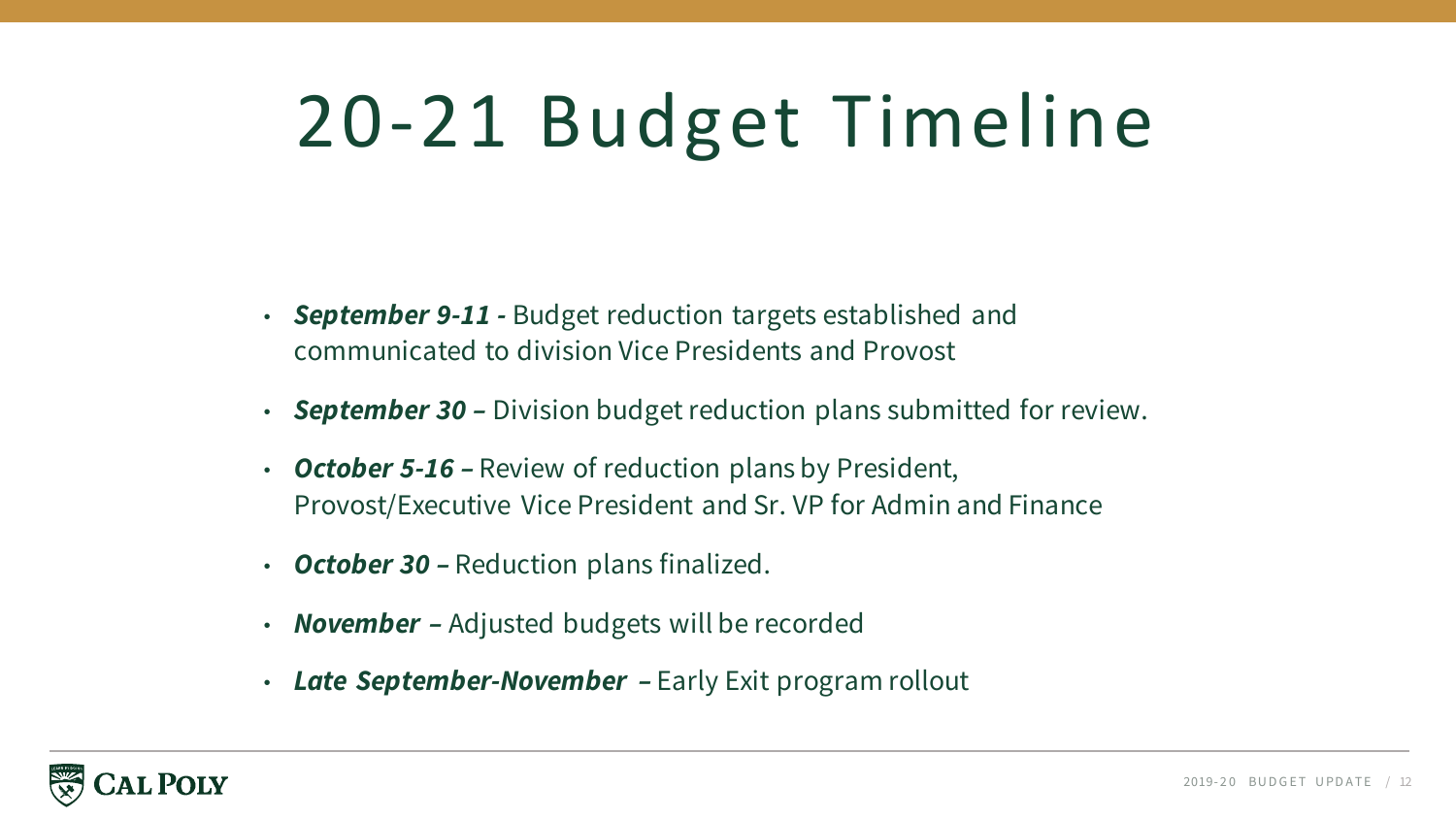# 20-21 Budget Timeline

- ***September 9-11 -*** Budget reduction targets established and communicated to division Vice Presidents and Provost
- ***September 30 –*** Division budget reduction plans submitted for review.
- ***October 5-16 –*** Review of reduction plans by President, Provost/Executive Vice President and Sr. VP for Admin and Finance
- ***October 30 –*** Reduction plans finalized.
- ***November –*** Adjusted budgets will be recorded
- ***Late September-November –*** Early Exit program rollout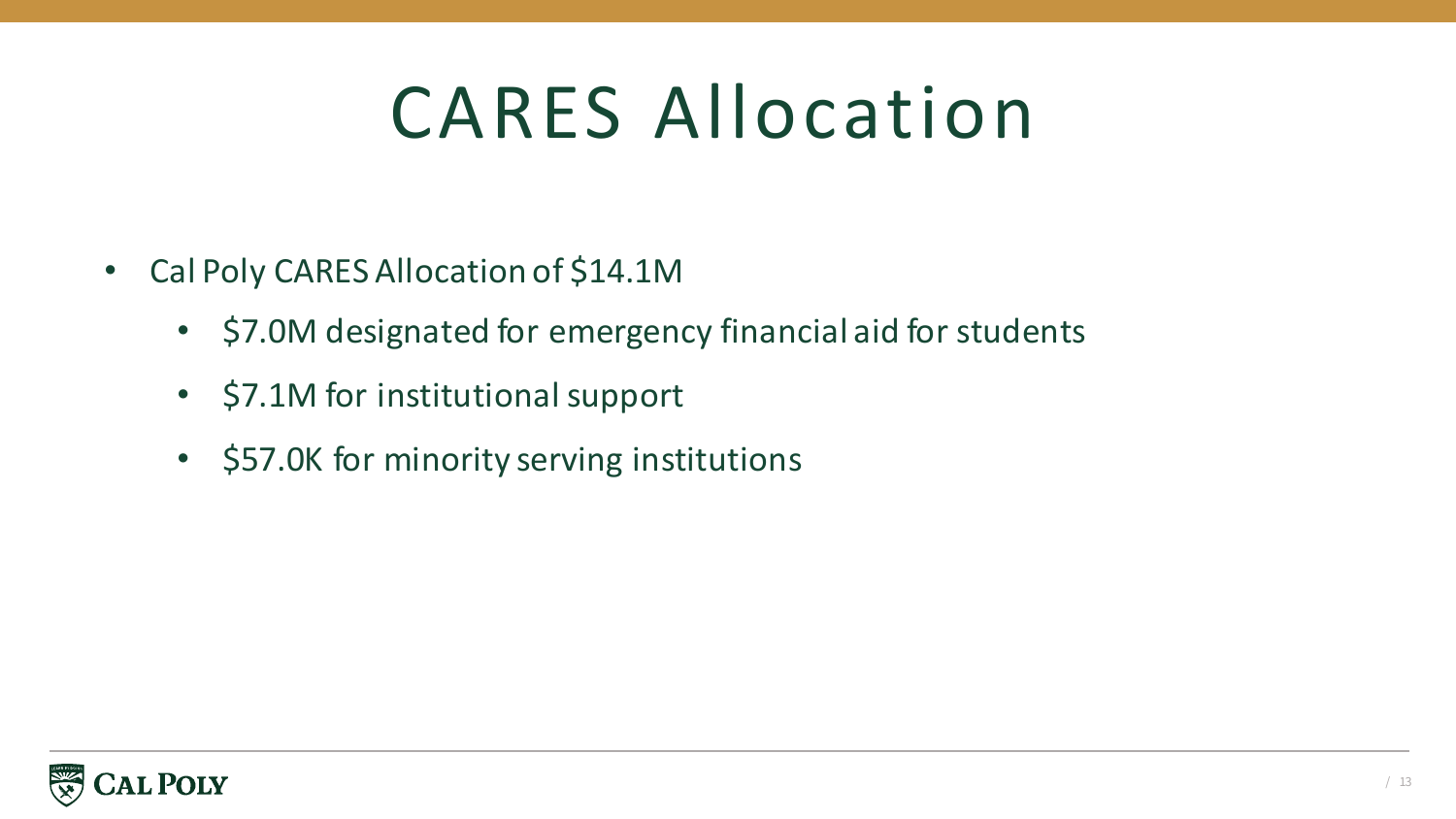# CARES Allocation

- Cal Poly CARES Allocation of $14.1M
  - $7.0M designated for emergency financial aid for students
  - $7.1M for institutional support
  - $57.0K for minority serving institutions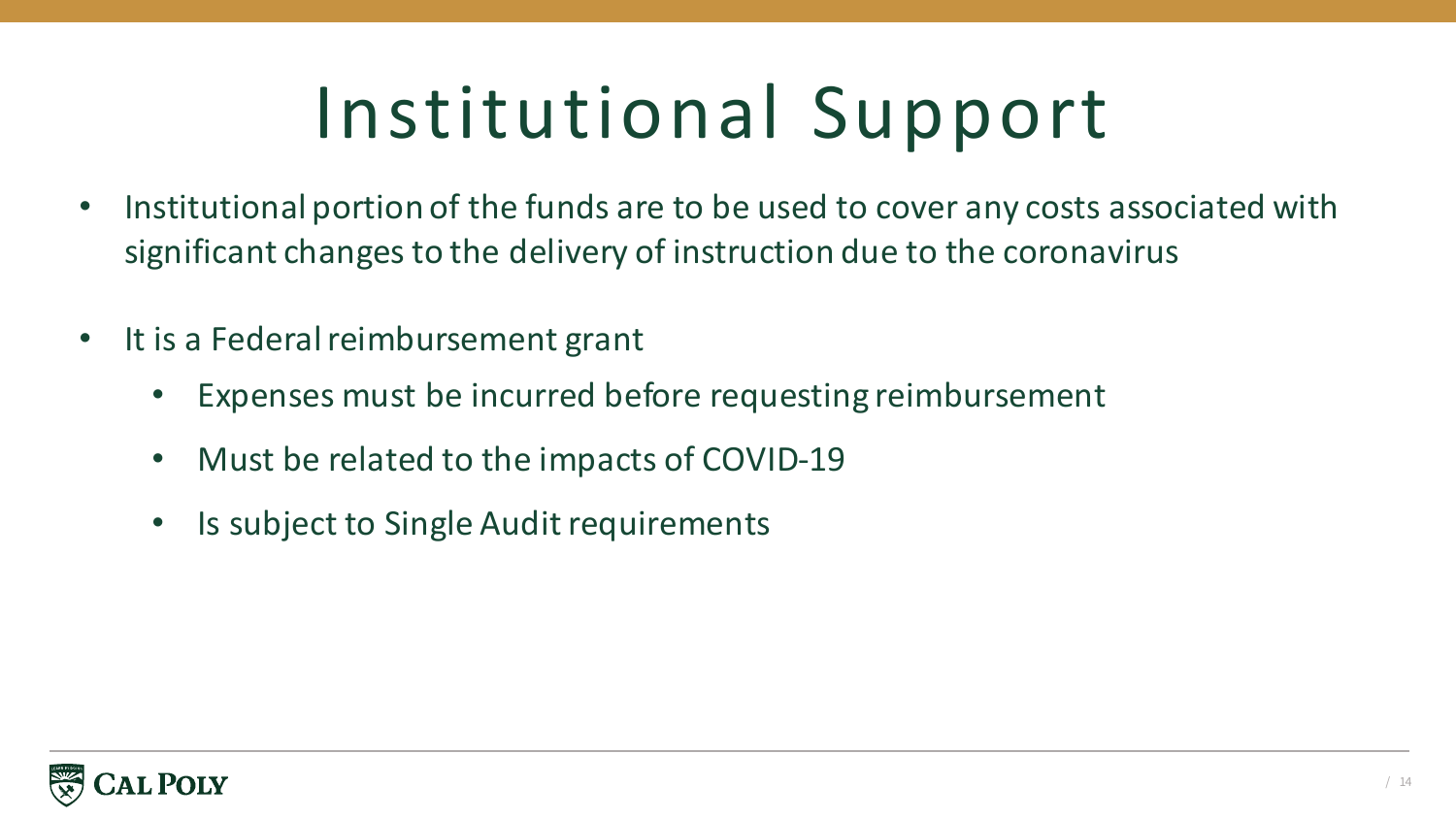# Institutional Support

- Institutional portion of the funds are to be used to cover any costs associated with significant changes to the delivery of instruction due to the coronavirus
- It is a Federal reimbursement grant
  - Expenses must be incurred before requesting reimbursement
  - Must be related to the impacts of COVID-19
  - Is subject to Single Audit requirements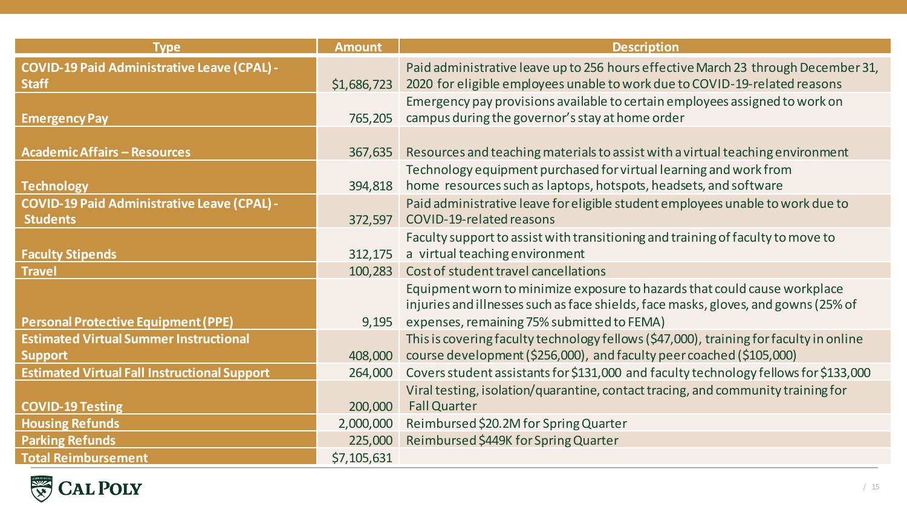| Type | Amount | Description |
|---|---|---|
| **COVID-19 Paid Administrative Leave (CPAL) - Staff** | $1,686,723 | Paid administrative leave up to 256 hours effective March 23 through December 31, 2020 for eligible employees unable to work due to COVID-19-related reasons |
| **Emergency Pay** | 765,205 | Emergency pay provisions available to certain employees assigned to work on campus during the governor's stay at home order |
| **Academic Affairs – Resources** | 367,635 | Resources and teaching materials to assist with a virtual teaching environment |
| **Technology** | 394,818 | Technology equipment purchased for virtual learning and work from home resources such as laptops, hotspots, headsets, and software |
| **COVID-19 Paid Administrative Leave (CPAL) - Students** | 372,597 | Paid administrative leave for eligible student employees unable to work due to COVID-19-related reasons |
| **Faculty Stipends** | 312,175 | Faculty support to assist with transitioning and training of faculty to move to a virtual teaching environment |
| **Travel** | 100,283 | Cost of student travel cancellations |
| **Personal Protective Equipment (PPE)** | 9,195 | Equipment worn to minimize exposure to hazards that could cause workplace injuries and illnesses such as face shields, face masks, gloves, and gowns (25% of expenses, remaining 75% submitted to FEMA) |
| **Estimated Virtual Summer Instructional Support** | 408,000 | This is covering faculty technology fellows ($47,000), training for faculty in online course development ($256,000), and faculty peer coached ($105,000) |
| **Estimated Virtual Fall Instructional Support** | 264,000 | Covers student assistants for $131,000 and faculty technology fellows for $133,000 |
| **COVID-19 Testing** | 200,000 | Viral testing, isolation/quarantine, contact tracing, and community training for Fall Quarter |
| **Housing Refunds** | 2,000,000 | Reimbursed $20.2M for Spring Quarter |
| **Parking Refunds** | 225,000 | Reimbursed $449K for Spring Quarter |
| **Total Reimbursement** | $7,105,631 | |

CAL POLY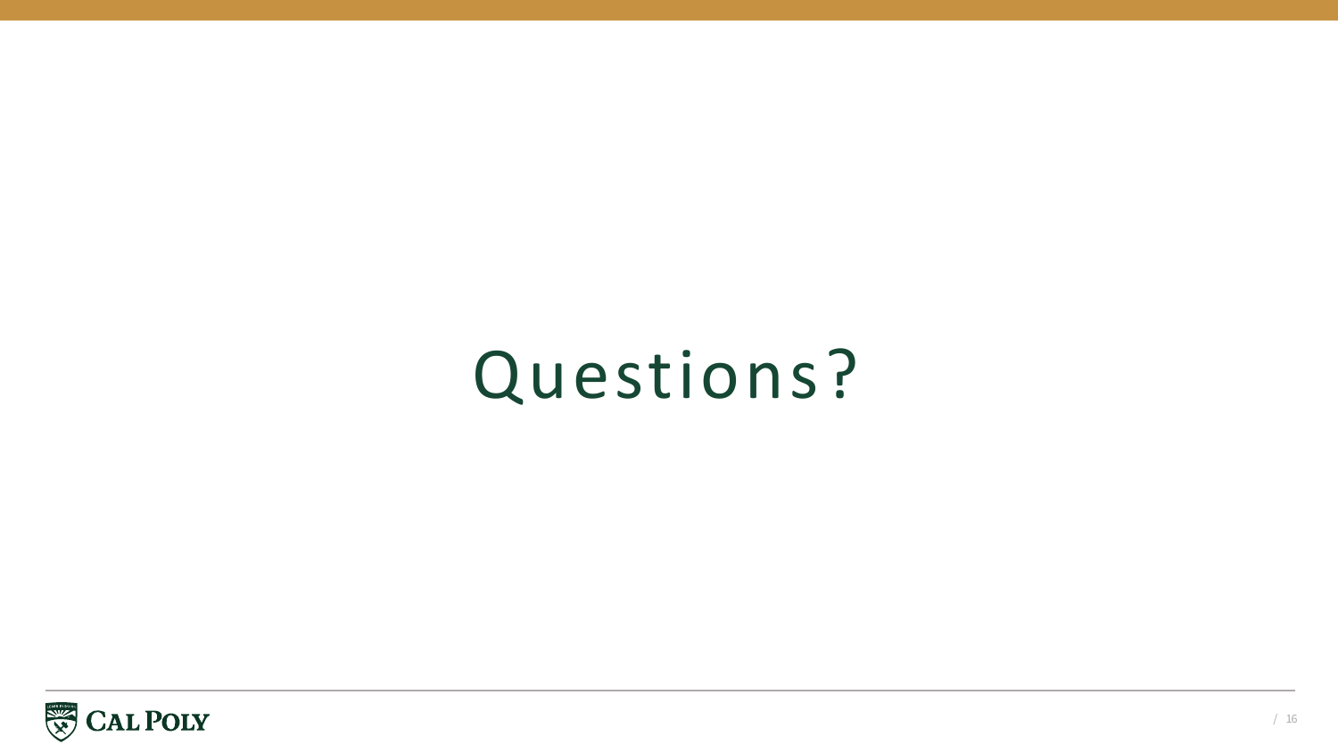# Questions?